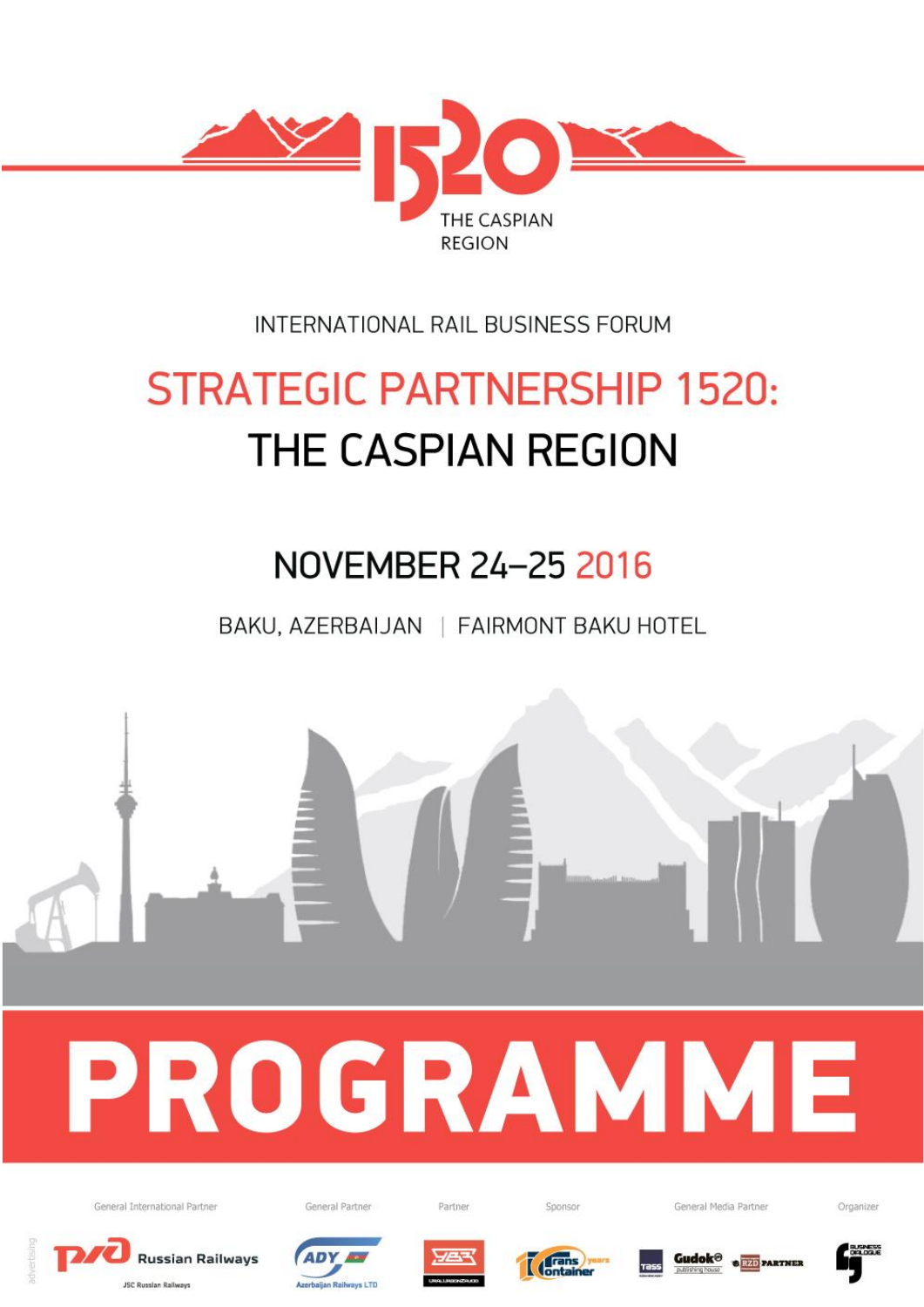1520

THE CASPIAN REGION

INTERNATIONAL RAIL BUSINESS FORUM

# STRATEGIC PARTNERSHIP 1520: THE CASPIAN REGION

## NOVEMBER 24–25 2016

BAKU, AZERBAIJAN | FAIRMONT BAKU HOTEL

# PROGRAMME

General International Partner: Russian Railways (JSC Russian Railways)

General Partner: ADY (Azerbaijan Railways LTD)

Partner: Uralvagonzavod

Sponsor: TransContainer (10 years)

General Media Partner: TASS, Gudok publishing house, RZD Partner

Organizer: Business Dialogue

advertising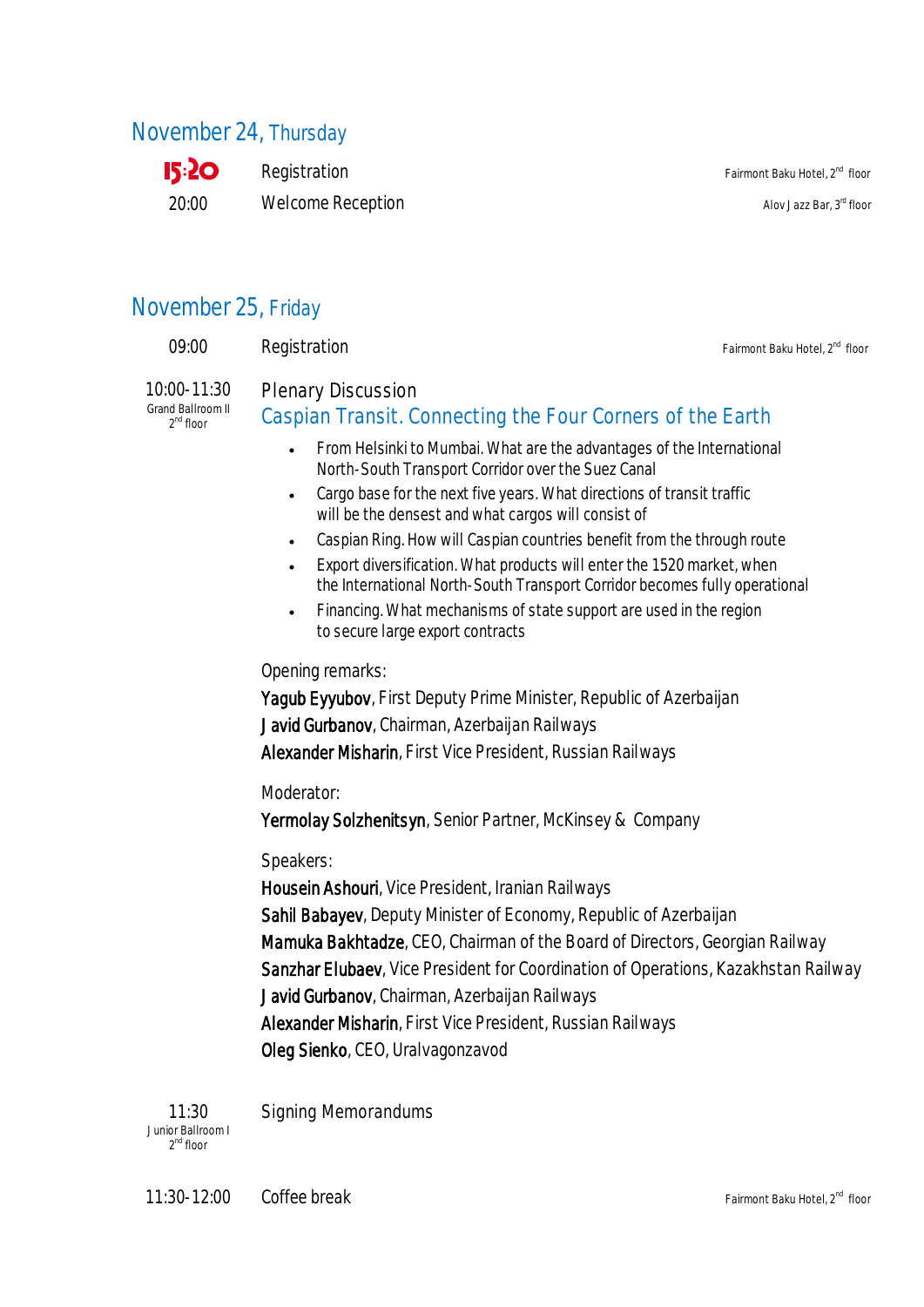## November 24, Thursday

| | | |
|---|---|---|
| 15:20 | Registration | Fairmont Baku Hotel, 2nd floor |
| 20:00 | Welcome Reception | Alov Jazz Bar, 3rd floor |

## November 25, Friday

| | | |
|---|---|---|
| 09:00 | Registration | Fairmont Baku Hotel, 2nd floor |

**10:00-11:30**
Grand Ballroom II
2nd floor

Plenary Discussion

### Caspian Transit. Connecting the Four Corners of the Earth

- From Helsinki to Mumbai. What are the advantages of the International North-South Transport Corridor over the Suez Canal
- Cargo base for the next five years. What directions of transit traffic will be the densest and what cargos will consist of
- Caspian Ring. How will Caspian countries benefit from the through route
- Export diversification. What products will enter the 1520 market, when the International North-South Transport Corridor becomes fully operational
- Financing. What mechanisms of state support are used in the region to secure large export contracts

Opening remarks:
**Yagub Eyyubov**, First Deputy Prime Minister, Republic of Azerbaijan
**Javid Gurbanov**, Chairman, Azerbaijan Railways
**Alexander Misharin**, First Vice President, Russian Railways

Moderator:
**Yermolay Solzhenitsyn**, Senior Partner, McKinsey & Company

Speakers:
**Housein Ashouri**, Vice President, Iranian Railways
**Sahil Babayev**, Deputy Minister of Economy, Republic of Azerbaijan
**Mamuka Bakhtadze**, CEO, Chairman of the Board of Directors, Georgian Railway
**Sanzhar Elubaev**, Vice President for Coordination of Operations, Kazakhstan Railway
**Javid Gurbanov**, Chairman, Azerbaijan Railways
**Alexander Misharin**, First Vice President, Russian Railways
**Oleg Sienko**, CEO, Uralvagonzavod

**11:30**
Junior Ballroom I
2nd floor

Signing Memorandums

| | | |
|---|---|---|
| 11:30-12:00 | Coffee break | Fairmont Baku Hotel, 2nd floor |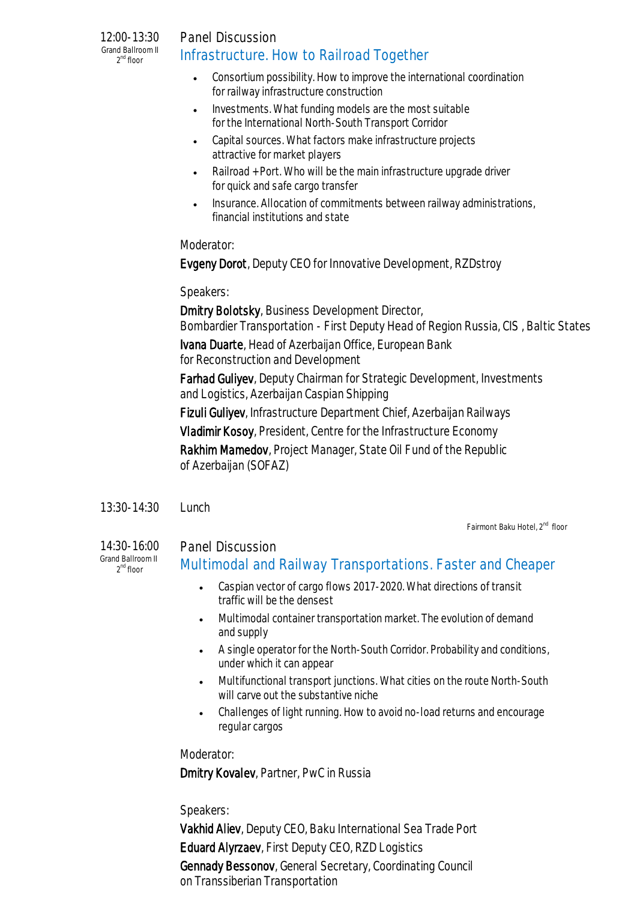12:00-13:30
Grand Ballroom II
2nd floor

Panel Discussion

## Infrastructure. How to Railroad Together

- Consortium possibility. How to improve the international coordination for railway infrastructure construction
- Investments. What funding models are the most suitable for the International North-South Transport Corridor
- Capital sources. What factors make infrastructure projects attractive for market players
- Railroad + Port. Who will be the main infrastructure upgrade driver for quick and safe cargo transfer
- Insurance. Allocation of commitments between railway administrations, financial institutions and state

Moderator:

**Evgeny Dorot**, Deputy CEO for Innovative Development, RZDstroy

Speakers:

**Dmitry Bolotsky**, Business Development Director, Bombardier Transportation - First Deputy Head of Region Russia, CIS , Baltic States

**Ivana Duarte**, Head of Azerbaijan Office, European Bank for Reconstruction and Development

**Farhad Guliyev**, Deputy Chairman for Strategic Development, Investments and Logistics, Azerbaijan Caspian Shipping

**Fizuli Guliyev**, Infrastructure Department Chief, Azerbaijan Railways

**Vladimir Kosoy**, President, Centre for the Infrastructure Economy

**Rakhim Mamedov**, Project Manager, State Oil Fund of the Republic of Azerbaijan (SOFAZ)

13:30-14:30 Lunch

Fairmont Baku Hotel, 2nd floor

14:30-16:00
Grand Ballroom II
2nd floor

Panel Discussion

## Multimodal and Railway Transportations. Faster and Cheaper

- Caspian vector of cargo flows 2017-2020. What directions of transit traffic will be the densest
- Multimodal container transportation market. The evolution of demand and supply
- A single operator for the North-South Corridor. Probability and conditions, under which it can appear
- Multifunctional transport junctions. What cities on the route North-South will carve out the substantive niche
- Challenges of light running. How to avoid no-load returns and encourage regular cargos

Moderator:

**Dmitry Kovalev**, Partner, PwC in Russia

Speakers:

**Vakhid Aliev**, Deputy CEO, Baku International Sea Trade Port

**Eduard Alyrzaev**, First Deputy CEO, RZD Logistics

**Gennady Bessonov**, General Secretary, Coordinating Council on Transsiberian Transportation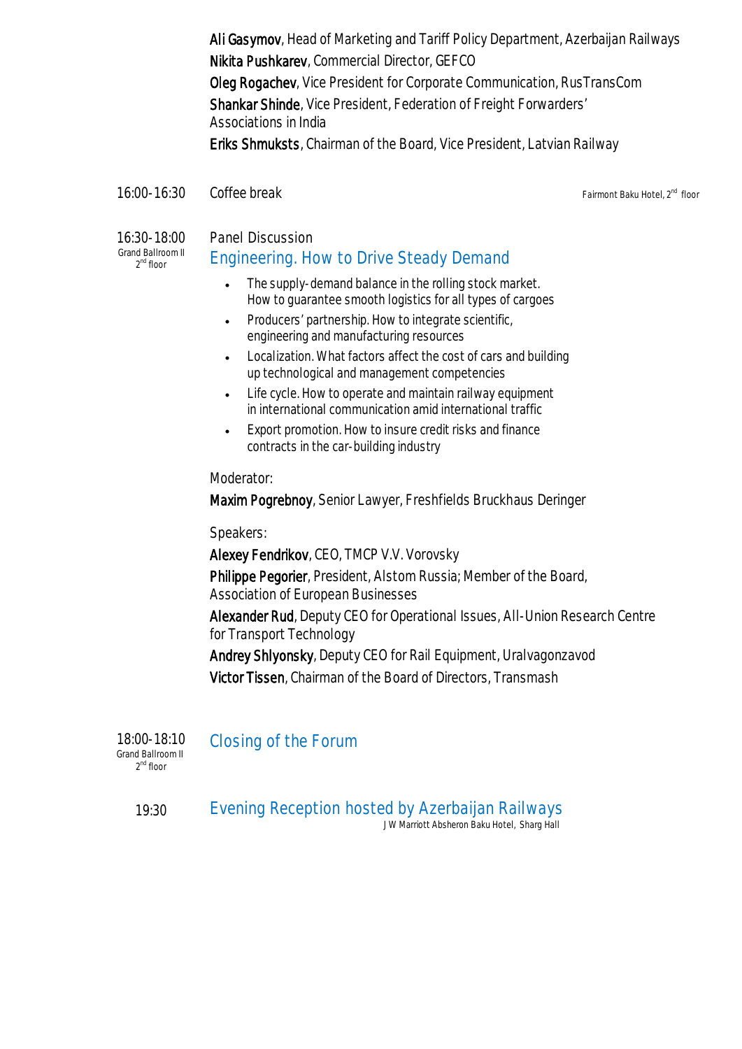**Ali Gasymov**, Head of Marketing and Tariff Policy Department, Azerbaijan Railways
**Nikita Pushkarev**, Commercial Director, GEFCO
**Oleg Rogachev**, Vice President for Corporate Communication, RusTransCom
**Shankar Shinde**, Vice President, Federation of Freight Forwarders' Associations in India
**Eriks Shmuksts**, Chairman of the Board, Vice President, Latvian Railway

16:00-16:30 Coffee break — *Fairmont Baku Hotel, 2nd floor*

16:30-18:00
*Grand Ballroom II, 2nd floor*

Panel Discussion

## Engineering. How to Drive Steady Demand

- The supply-demand balance in the rolling stock market. How to guarantee smooth logistics for all types of cargoes
- Producers' partnership. How to integrate scientific, engineering and manufacturing resources
- Localization. What factors affect the cost of cars and building up technological and management competencies
- Life cycle. How to operate and maintain railway equipment in international communication amid international traffic
- Export promotion. How to insure credit risks and finance contracts in the car-building industry

Moderator:

**Maxim Pogrebnoy**, Senior Lawyer, Freshfields Bruckhaus Deringer

Speakers:

**Alexey Fendrikov**, CEO, TMCP V.V. Vorovsky
**Philippe Pegorier**, President, Alstom Russia; Member of the Board, Association of European Businesses
**Alexander Rud**, Deputy CEO for Operational Issues, All-Union Research Centre for Transport Technology
**Andrey Shlyonsky**, Deputy CEO for Rail Equipment, Uralvagonzavod
**Victor Tissen**, Chairman of the Board of Directors, Transmash

18:00-18:10
*Grand Ballroom II, 2nd floor*

## Closing of the Forum

19:30

## Evening Reception hosted by Azerbaijan Railways

*JW Marriott Absheron Baku Hotel, Sharg Hall*